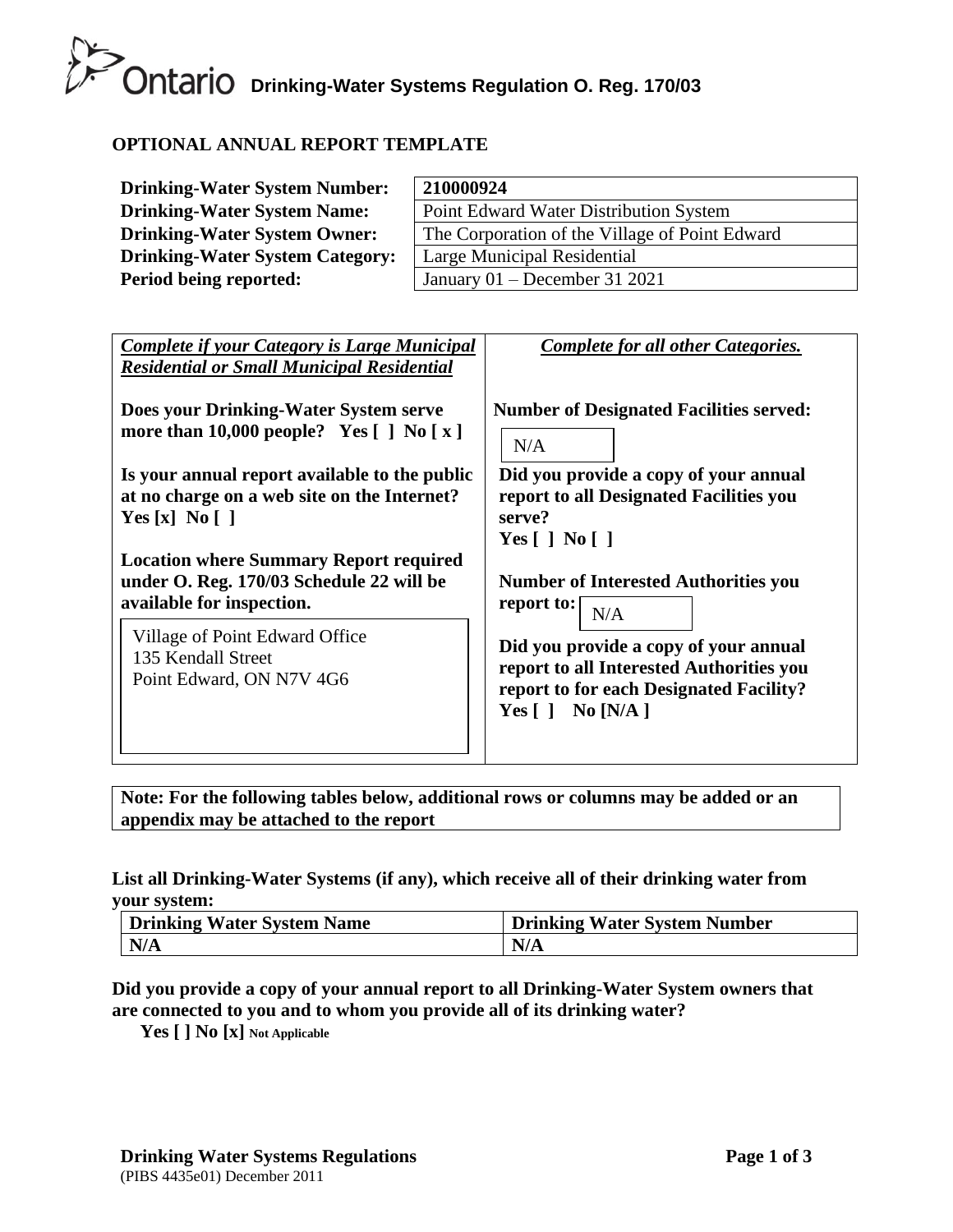Ontario **Drinking-Water Systems Regulation O. Reg. 170/03**

## OPTIONAL ANNUAL REPORT TEMPLATE

| | |
|---|---|
| **Drinking-Water System Number:** | **210000924** |
| **Drinking-Water System Name:** | Point Edward Water Distribution System |
| **Drinking-Water System Owner:** | The Corporation of the Village of Point Edward |
| **Drinking-Water System Category:** | Large Municipal Residential |
| **Period being reported:** | January 01 – December 31 2021 |

| ***Complete if your Category is Large Municipal Residential or Small Municipal Residential*** | ***Complete for all other Categories.*** |
|---|---|
| **Does your Drinking-Water System serve more than 10,000 people? Yes [ ] No [ x ]** | **Number of Designated Facilities served:** N/A |
| **Is your annual report available to the public at no charge on a web site on the Internet? Yes [x] No [ ]** | **Did you provide a copy of your annual report to all Designated Facilities you serve? Yes [ ] No [ ]** |
| **Location where Summary Report required under O. Reg. 170/03 Schedule 22 will be available for inspection.** Village of Point Edward Office, 135 Kendall Street, Point Edward, ON N7V 4G6 | **Number of Interested Authorities you report to:** N/A |
| | **Did you provide a copy of your annual report to all Interested Authorities you report to for each Designated Facility? Yes [ ] No [N/A ]** |

**Note: For the following tables below, additional rows or columns may be added or an appendix may be attached to the report**

**List all Drinking-Water Systems (if any), which receive all of their drinking water from your system:**

| Drinking Water System Name | Drinking Water System Number |
|---|---|
| **N/A** | **N/A** |

**Did you provide a copy of your annual report to all Drinking-Water System owners that are connected to you and to whom you provide all of its drinking water?**

**Yes [ ] No [x]** **Not Applicable**

**Drinking Water Systems Regulations**

(PIBS 4435e01) December 2011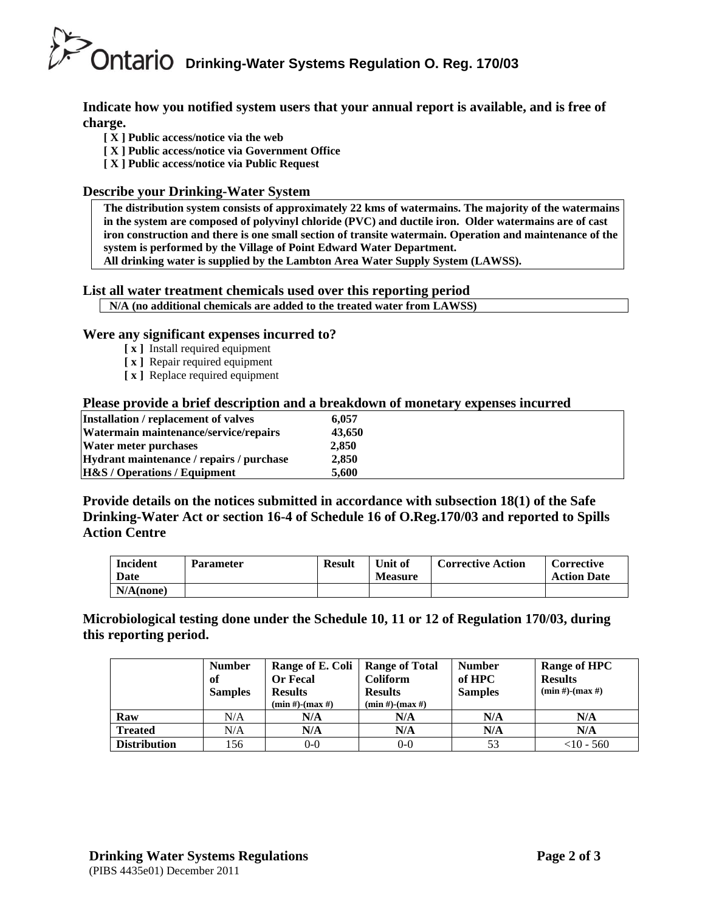**Indicate how you notified system users that your annual report is available, and is free of charge.**

- **[ X ] Public access/notice via the web**
- **[ X ] Public access/notice via Government Office**
- **[ X ] Public access/notice via Public Request**

## Describe your Drinking-Water System

**The distribution system consists of approximately 22 kms of watermains. The majority of the watermains in the system are composed of polyvinyl chloride (PVC) and ductile iron. Older watermains are of cast iron construction and there is one small section of transite watermain. Operation and maintenance of the system is performed by the Village of Point Edward Water Department.**
**All drinking water is supplied by the Lambton Area Water Supply System (LAWSS).**

## List all water treatment chemicals used over this reporting period

**N/A (no additional chemicals are added to the treated water from LAWSS)**

## Were any significant expenses incurred to?

- **[ x ]** Install required equipment
- **[ x ]** Repair required equipment
- **[ x ]** Replace required equipment

## Please provide a brief description and a breakdown of monetary expenses incurred

| | |
|---|---|
| **Installation / replacement of valves** | **6,057** |
| **Watermain maintenance/service/repairs** | **43,650** |
| **Water meter purchases** | **2,850** |
| **Hydrant maintenance / repairs / purchase** | **2,850** |
| **H&S / Operations / Equipment** | **5,600** |

## Provide details on the notices submitted in accordance with subsection 18(1) of the Safe Drinking-Water Act or section 16-4 of Schedule 16 of O.Reg.170/03 and reported to Spills Action Centre

| Incident Date | Parameter | Result | Unit of Measure | Corrective Action | Corrective Action Date |
|---|---|---|---|---|---|
| N/A(none) | | | | | |

## Microbiological testing done under the Schedule 10, 11 or 12 of Regulation 170/03, during this reporting period.

| | Number of Samples | Range of E. Coli Or Fecal Results (min #)-(max #) | Range of Total Coliform Results (min #)-(max #) | Number of HPC Samples | Range of HPC Results (min #)-(max #) |
|---|---|---|---|---|---|
| **Raw** | N/A | N/A | N/A | N/A | N/A |
| **Treated** | N/A | N/A | N/A | N/A | N/A |
| **Distribution** | 156 | 0-0 | 0-0 | 53 | <10 - 560 |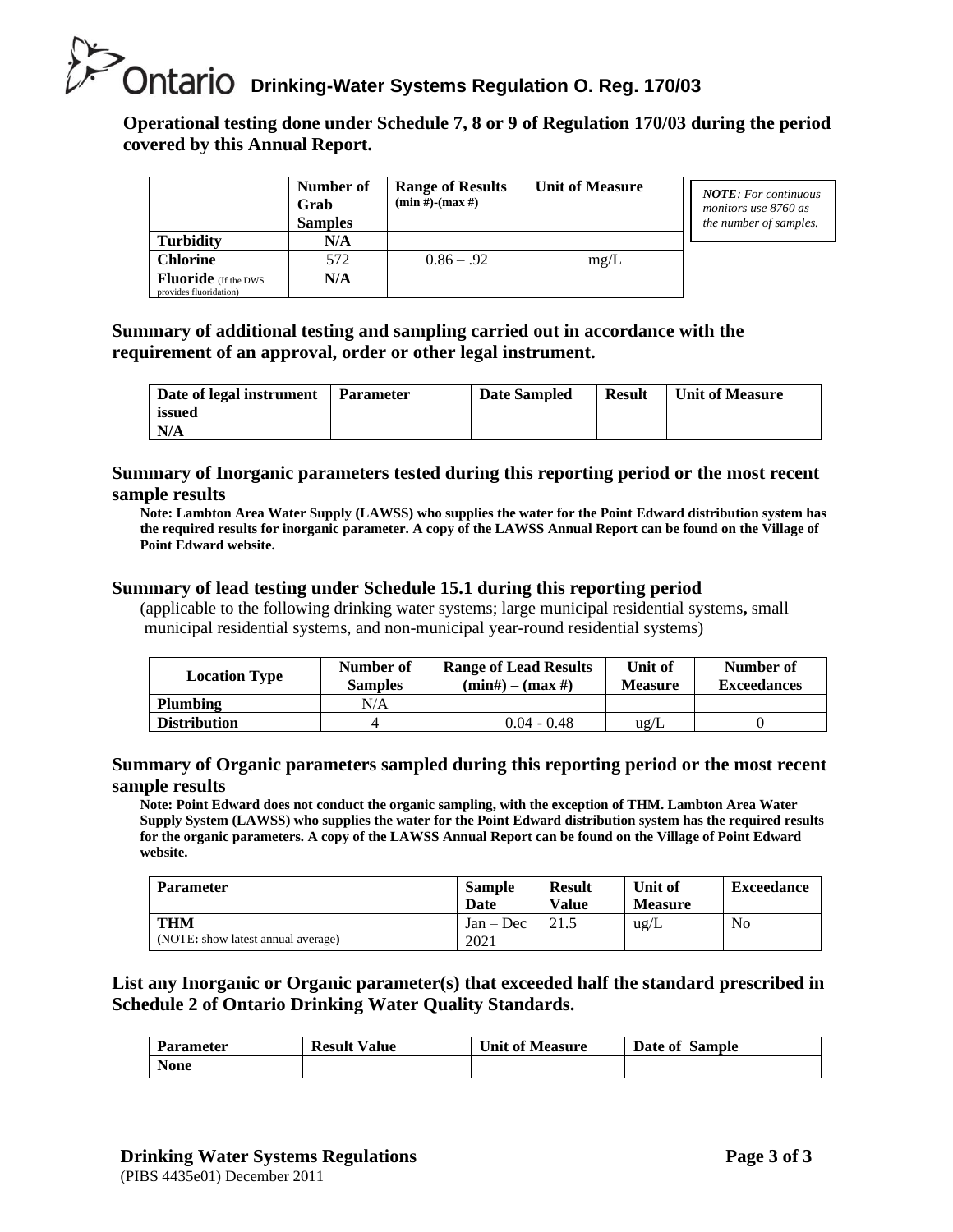# Ontario Drinking-Water Systems Regulation O. Reg. 170/03

## Operational testing done under Schedule 7, 8 or 9 of Regulation 170/03 during the period covered by this Annual Report.

| | Number of Grab Samples | Range of Results (min #)-(max #) | Unit of Measure |
|---|---|---|---|
| **Turbidity** | N/A | | |
| **Chlorine** | 572 | 0.86 – .92 | mg/L |
| **Fluoride** (If the DWS provides fluoridation) | N/A | | |

*NOTE: For continuous monitors use 8760 as the number of samples.*

## Summary of additional testing and sampling carried out in accordance with the requirement of an approval, order or other legal instrument.

| Date of legal instrument issued | Parameter | Date Sampled | Result | Unit of Measure |
|---|---|---|---|---|
| N/A | | | | |

## Summary of Inorganic parameters tested during this reporting period or the most recent sample results

**Note: Lambton Area Water Supply (LAWSS) who supplies the water for the Point Edward distribution system has the required results for inorganic parameter. A copy of the LAWSS Annual Report can be found on the Village of Point Edward website.**

## Summary of lead testing under Schedule 15.1 during this reporting period

(applicable to the following drinking water systems; large municipal residential systems**,** small municipal residential systems, and non-municipal year-round residential systems)

| Location Type | Number of Samples | Range of Lead Results (min#) – (max #) | Unit of Measure | Number of Exceedances |
|---|---|---|---|---|
| **Plumbing** | N/A | | | |
| **Distribution** | 4 | 0.04 - 0.48 | ug/L | 0 |

## Summary of Organic parameters sampled during this reporting period or the most recent sample results

**Note: Point Edward does not conduct the organic sampling, with the exception of THM. Lambton Area Water Supply System (LAWSS) who supplies the water for the Point Edward distribution system has the required results for the organic parameters. A copy of the LAWSS Annual Report can be found on the Village of Point Edward website.**

| Parameter | Sample Date | Result Value | Unit of Measure | Exceedance |
|---|---|---|---|---|
| **THM** (NOTE**:** show latest annual average) | Jan – Dec 2021 | 21.5 | ug/L | No |

## List any Inorganic or Organic parameter(s) that exceeded half the standard prescribed in Schedule 2 of Ontario Drinking Water Quality Standards.

| Parameter | Result Value | Unit of Measure | Date of Sample |
|---|---|---|---|
| **None** | | | |

**Drinking Water Systems Regulations**
(PIBS 4435e01) December 2011